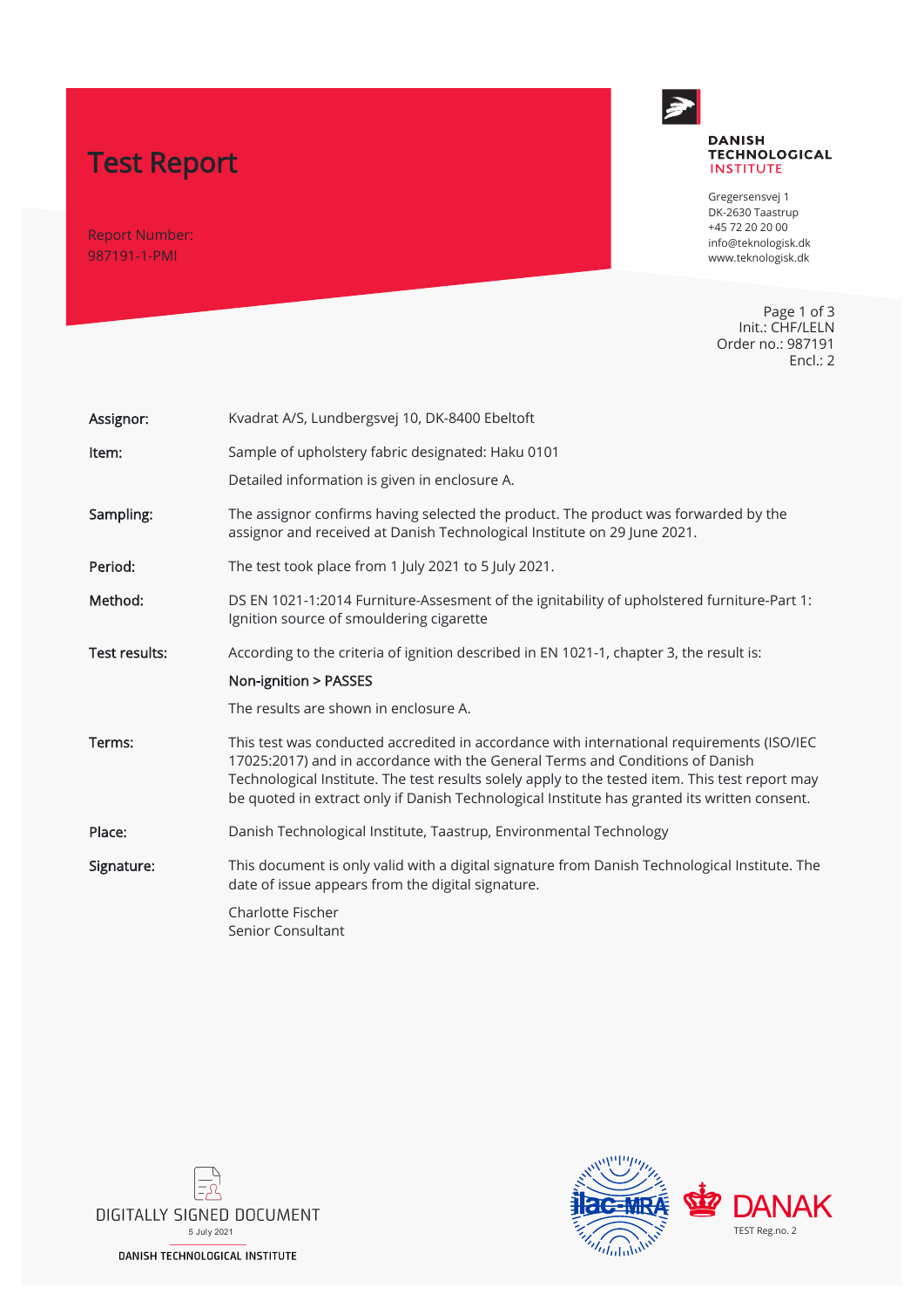# Test Report

Report Number:
987191-1-PMI

**DANISH TECHNOLOGICAL INSTITUTE**

Gregersensvej 1
DK-2630 Taastrup
+45 72 20 20 00
info@teknologisk.dk
www.teknologisk.dk

Page 1 of 3
Init.: CHF/LELN
Order no.: 987191
Encl.: 2

| | |
|---|---|
| **Assignor:** | Kvadrat A/S, Lundbergsvej 10, DK-8400 Ebeltoft |
| **Item:** | Sample of upholstery fabric designated: Haku 0101<br>Detailed information is given in enclosure A. |
| **Sampling:** | The assignor confirms having selected the product. The product was forwarded by the assignor and received at Danish Technological Institute on 29 June 2021. |
| **Period:** | The test took place from 1 July 2021 to 5 July 2021. |
| **Method:** | DS EN 1021-1:2014 Furniture-Assesment of the ignitability of upholstered furniture-Part 1: Ignition source of smouldering cigarette |
| **Test results:** | According to the criteria of ignition described in EN 1021-1, chapter 3, the result is:<br>**Non-ignition > PASSES**<br>The results are shown in enclosure A. |
| **Terms:** | This test was conducted accredited in accordance with international requirements (ISO/IEC 17025:2017) and in accordance with the General Terms and Conditions of Danish Technological Institute. The test results solely apply to the tested item. This test report may be quoted in extract only if Danish Technological Institute has granted its written consent. |
| **Place:** | Danish Technological Institute, Taastrup, Environmental Technology |
| **Signature:** | This document is only valid with a digital signature from Danish Technological Institute. The date of issue appears from the digital signature.<br>Charlotte Fischer<br>Senior Consultant |

DIGITALLY SIGNED DOCUMENT
5 July 2021
DANISH TECHNOLOGICAL INSTITUTE

ilac-MRA DANAK TEST Reg.no. 2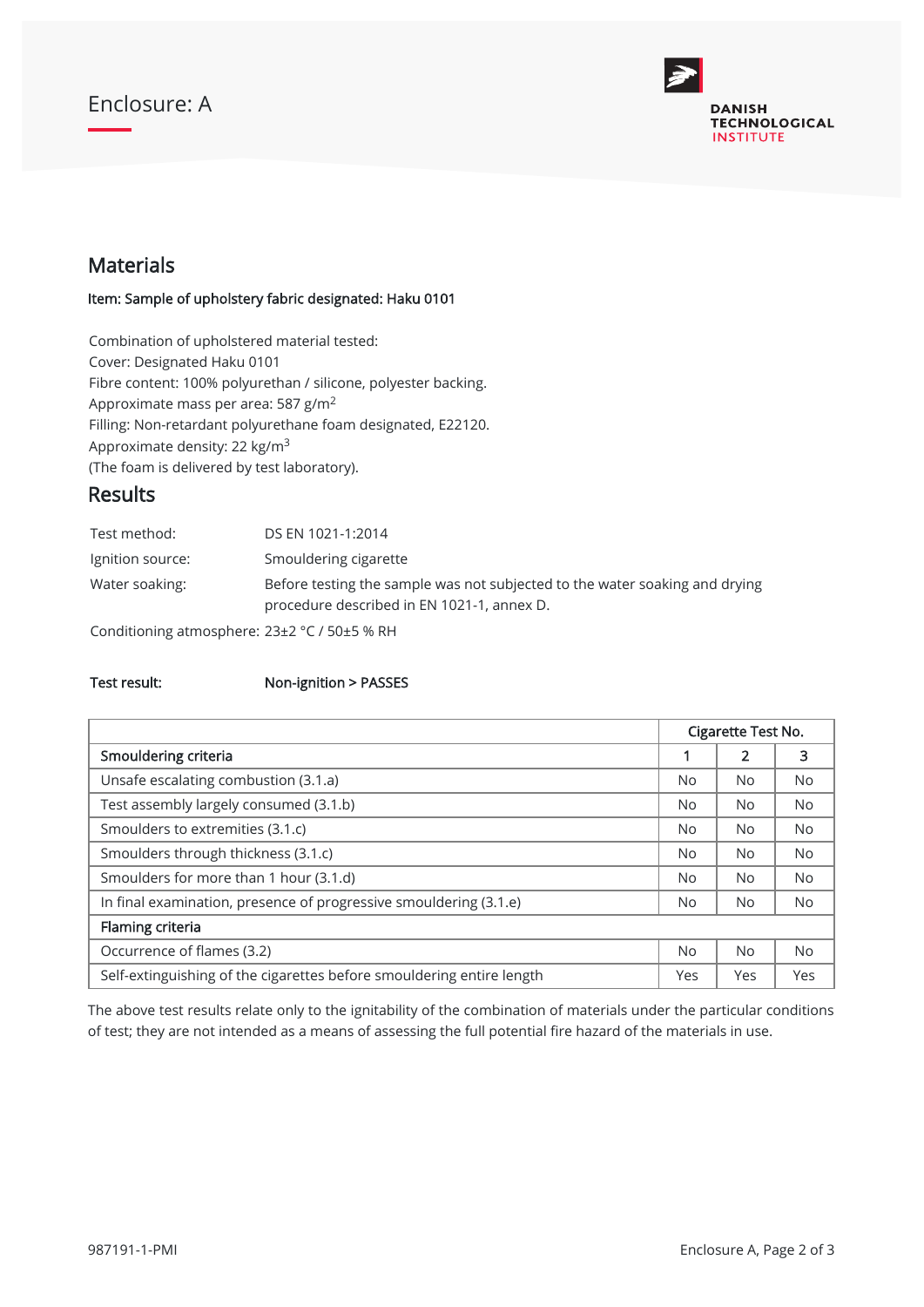Enclosure: A

## Materials

**Item: Sample of upholstery fabric designated: Haku 0101**

Combination of upholstered material tested:
Cover: Designated Haku 0101
Fibre content: 100% polyurethan / silicone, polyester backing.
Approximate mass per area: 587 g/m$^2$
Filling: Non-retardant polyurethane foam designated, E22120.
Approximate density: 22 kg/m$^3$
(The foam is delivered by test laboratory).

## Results

| | |
|---|---|
| Test method: | DS EN 1021-1:2014 |
| Ignition source: | Smouldering cigarette |
| Water soaking: | Before testing the sample was not subjected to the water soaking and drying procedure described in EN 1021-1, annex D. |

Conditioning atmosphere: 23±2 °C / 50±5 % RH

**Test result:** **Non-ignition > PASSES**

| | Cigarette Test No. | | |
|---|---|---|---|
| **Smouldering criteria** | **1** | **2** | **3** |
| Unsafe escalating combustion (3.1.a) | No | No | No |
| Test assembly largely consumed (3.1.b) | No | No | No |
| Smoulders to extremities (3.1.c) | No | No | No |
| Smoulders through thickness (3.1.c) | No | No | No |
| Smoulders for more than 1 hour (3.1.d) | No | No | No |
| In final examination, presence of progressive smouldering (3.1.e) | No | No | No |
| **Flaming criteria** | | | |
| Occurrence of flames (3.2) | No | No | No |
| Self-extinguishing of the cigarettes before smouldering entire length | Yes | Yes | Yes |

The above test results relate only to the ignitability of the combination of materials under the particular conditions of test; they are not intended as a means of assessing the full potential fire hazard of the materials in use.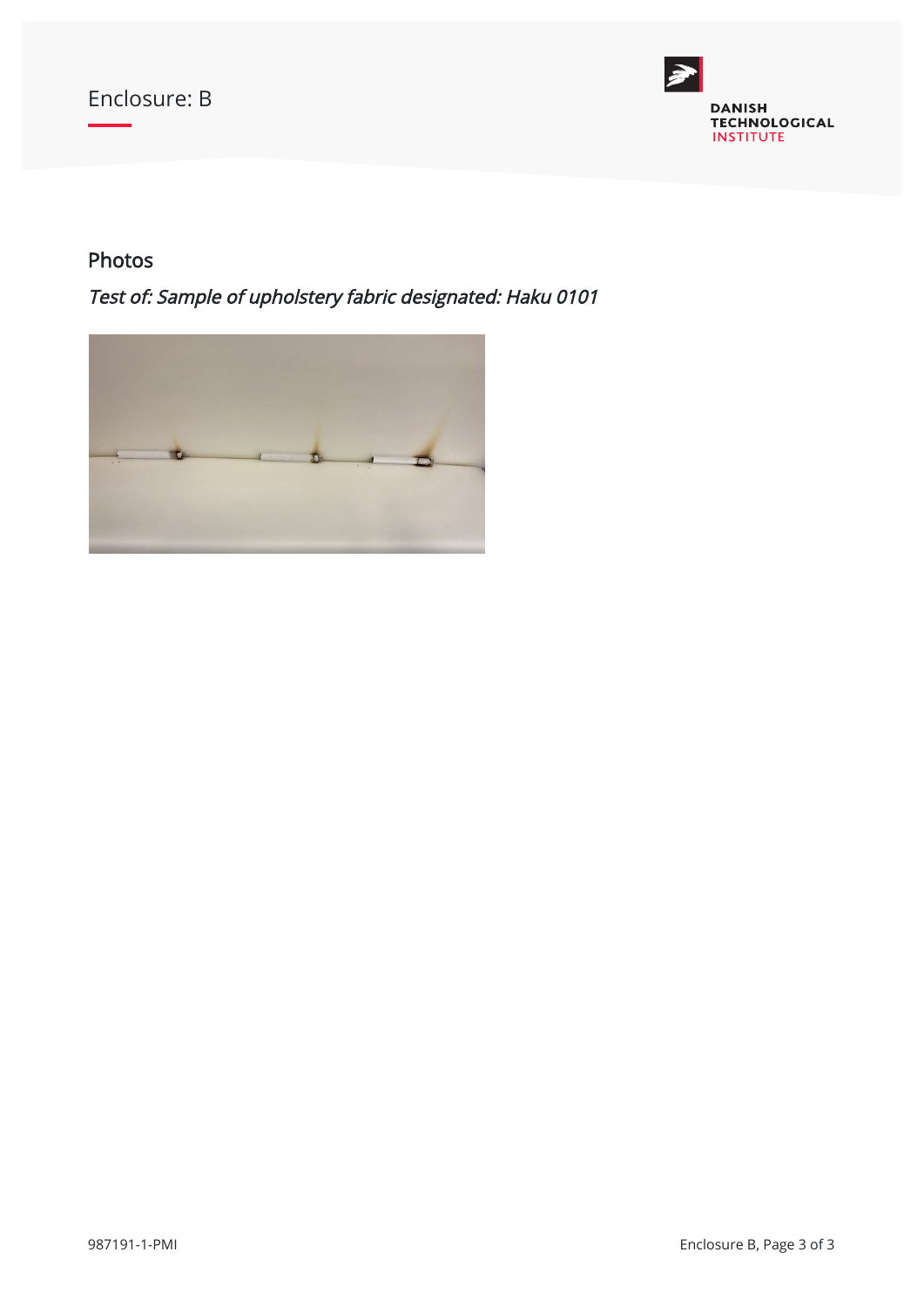Enclosure: B

## Photos

*Test of: Sample of upholstery fabric designated: Haku 0101*